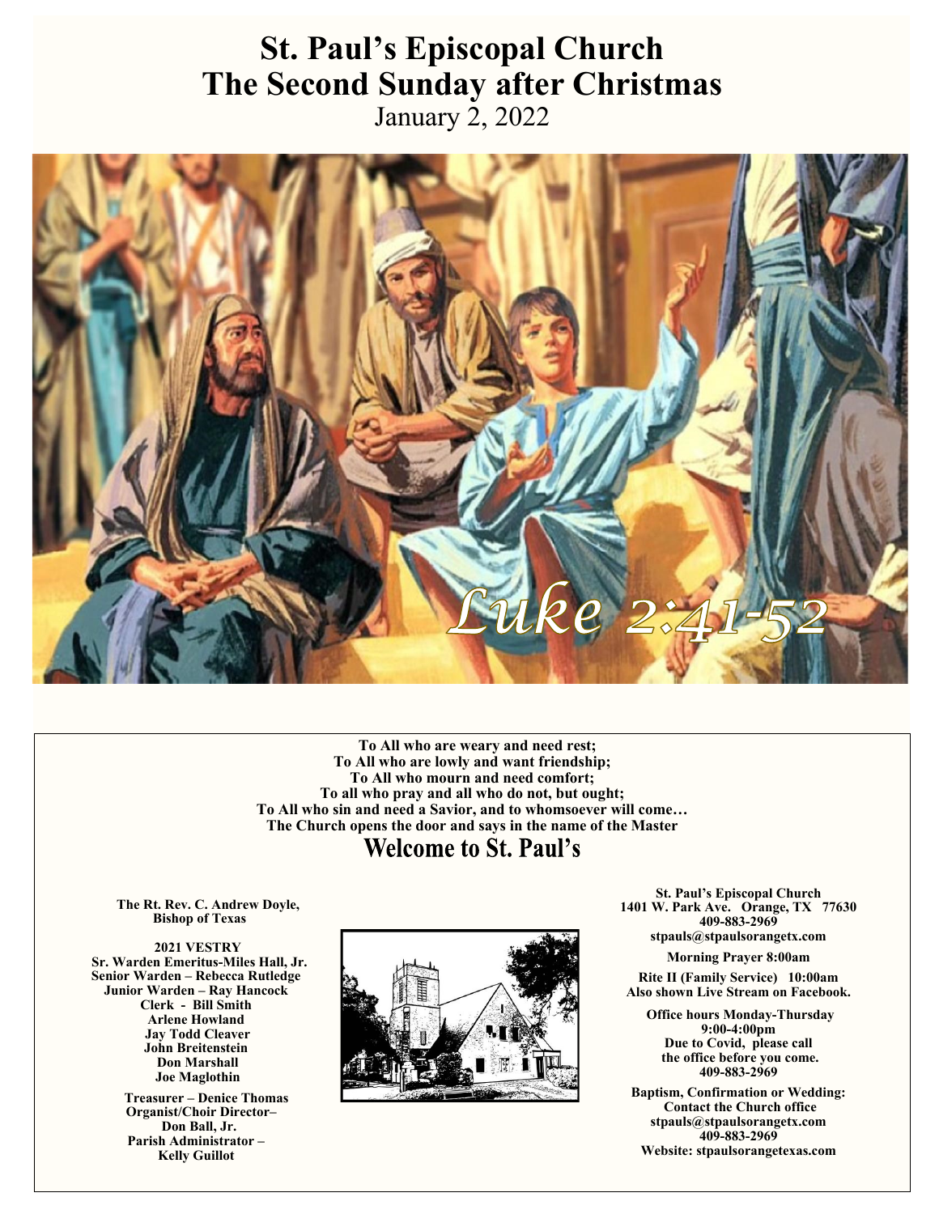# St. Paul's Episcopal Church
# The Second Sunday after Christmas

January 2, 2022

Luke 2:41-52

**To All who are weary and need rest;**
**To All who are lowly and want friendship;**
**To All who mourn and need comfort;**
**To all who pray and all who do not, but ought;**
**To All who sin and need a Savior, and to whomsoever will come…**
**The Church opens the door and says in the name of the Master**

## Welcome to St. Paul's

**The Rt. Rev. C. Andrew Doyle, Bishop of Texas**

**2021 VESTRY**
**Sr. Warden Emeritus-Miles Hall, Jr.**
**Senior Warden – Rebecca Rutledge**
**Junior Warden – Ray Hancock**
**Clerk - Bill Smith**
**Arlene Howland**
**Jay Todd Cleaver**
**John Breitenstein**
**Don Marshall**
**Joe Maglothin**

**Treasurer – Denice Thomas**
**Organist/Choir Director– Don Ball, Jr.**
**Parish Administrator – Kelly Guillot**

**St. Paul's Episcopal Church**
**1401 W. Park Ave. Orange, TX 77630**
**409-883-2969**
**stpauls@stpaulsorangetx.com**

**Morning Prayer 8:00am**

**Rite II (Family Service) 10:00am**
**Also shown Live Stream on Facebook.**

**Office hours Monday-Thursday 9:00-4:00pm**
**Due to Covid, please call the office before you come.**
**409-883-2969**

**Baptism, Confirmation or Wedding: Contact the Church office**
**stpauls@stpaulsorangetx.com**
**409-883-2969**
**Website: stpaulsorangetexas.com**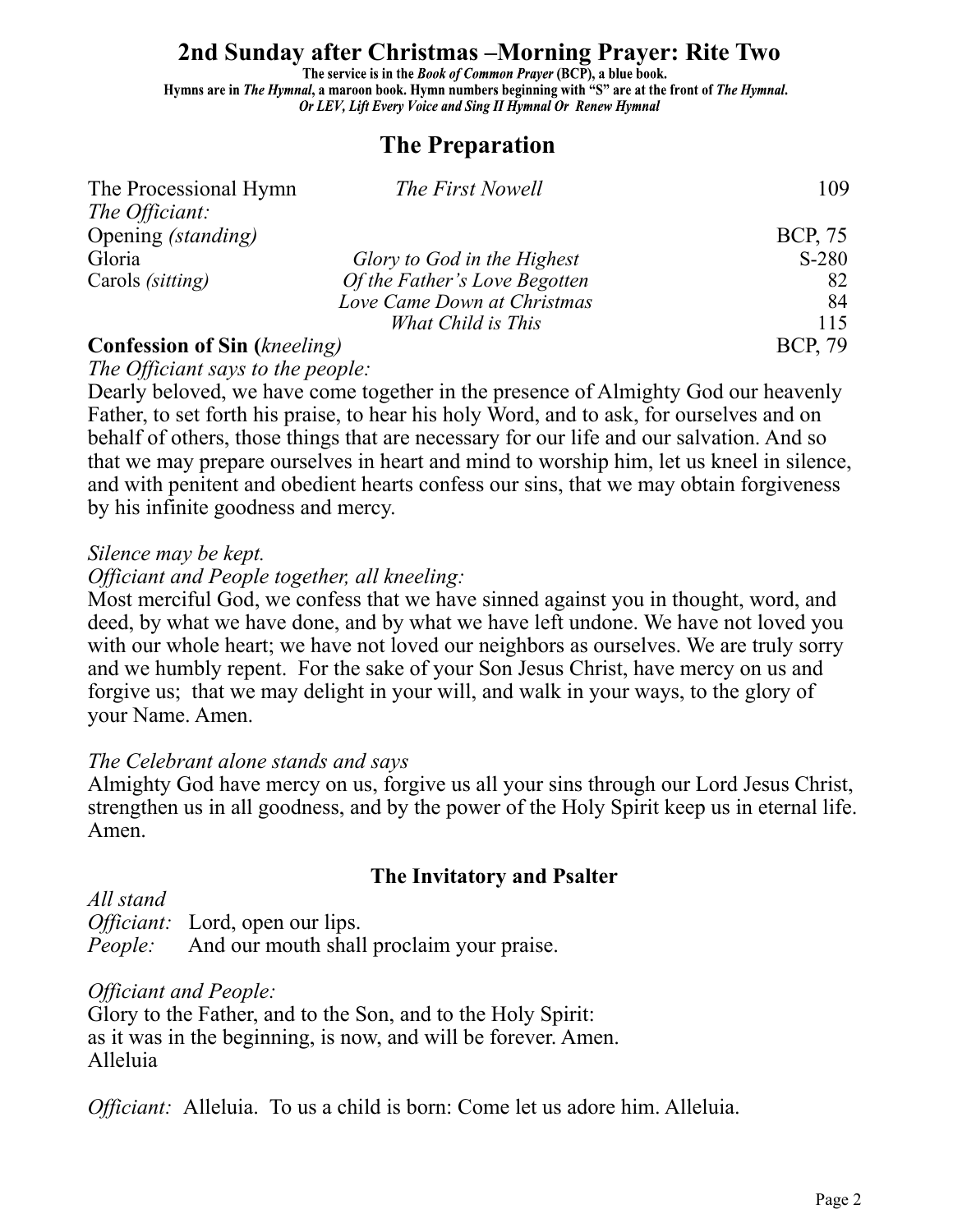# 2nd Sunday after Christmas –Morning Prayer: Rite Two

**The service is in the *Book of Common Prayer* (BCP), a blue book.**
**Hymns are in *The Hymnal*, a maroon book. Hymn numbers beginning with "S" are at the front of *The Hymnal*.**
***Or LEV, Lift Every Voice and Sing II Hymnal Or Renew Hymnal***

## The Preparation

| | | |
|---|---|---|
| The Processional Hymn | *The First Nowell* | 109 |
| *The Officiant:* | | |
| Opening *(standing)* | | BCP, 75 |
| Gloria | *Glory to God in the Highest* | S-280 |
| Carols *(sitting)* | *Of the Father's Love Begotten* | 82 |
| | *Love Came Down at Christmas* | 84 |
| | *What Child is This* | 115 |
| **Confession of Sin (***kneeling***)** | | BCP, 79 |

*The Officiant says to the people:*

Dearly beloved, we have come together in the presence of Almighty God our heavenly Father, to set forth his praise, to hear his holy Word, and to ask, for ourselves and on behalf of others, those things that are necessary for our life and our salvation. And so that we may prepare ourselves in heart and mind to worship him, let us kneel in silence, and with penitent and obedient hearts confess our sins, that we may obtain forgiveness by his infinite goodness and mercy.

*Silence may be kept.*

*Officiant and People together, all kneeling:*

Most merciful God, we confess that we have sinned against you in thought, word, and deed, by what we have done, and by what we have left undone. We have not loved you with our whole heart; we have not loved our neighbors as ourselves. We are truly sorry and we humbly repent. For the sake of your Son Jesus Christ, have mercy on us and forgive us; that we may delight in your will, and walk in your ways, to the glory of your Name. Amen.

*The Celebrant alone stands and says*

Almighty God have mercy on us, forgive us all your sins through our Lord Jesus Christ, strengthen us in all goodness, and by the power of the Holy Spirit keep us in eternal life. Amen.

### The Invitatory and Psalter

*All stand*

*Officiant:* Lord, open our lips.
*People:* And our mouth shall proclaim your praise.

*Officiant and People:*

Glory to the Father, and to the Son, and to the Holy Spirit:
as it was in the beginning, is now, and will be forever. Amen.
Alleluia

*Officiant:* Alleluia. To us a child is born: Come let us adore him. Alleluia.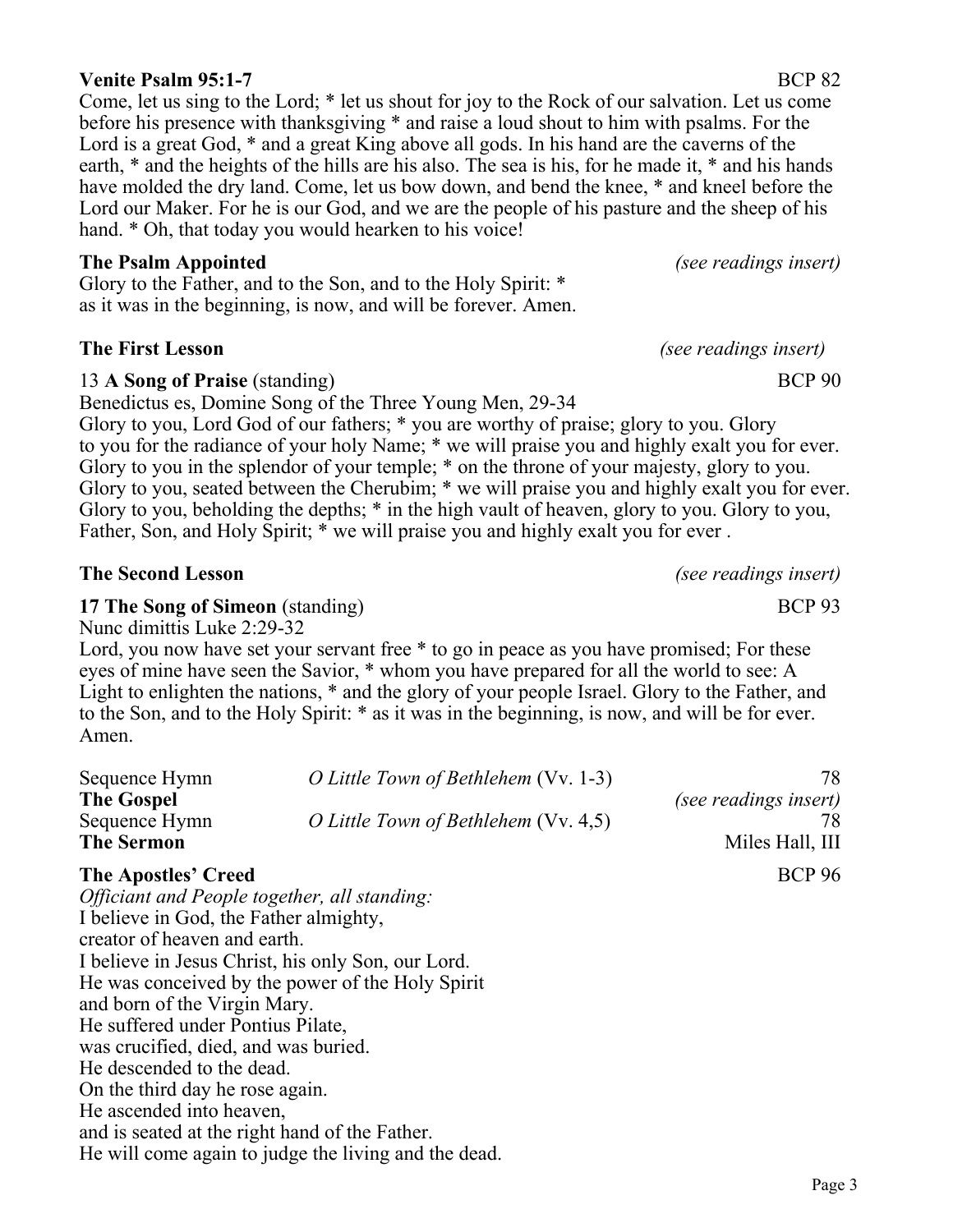**Venite Psalm 95:1-7** BCP 82

Come, let us sing to the Lord; * let us shout for joy to the Rock of our salvation. Let us come before his presence with thanksgiving * and raise a loud shout to him with psalms. For the Lord is a great God, * and a great King above all gods. In his hand are the caverns of the earth, * and the heights of the hills are his also. The sea is his, for he made it, * and his hands have molded the dry land. Come, let us bow down, and bend the knee, * and kneel before the Lord our Maker. For he is our God, and we are the people of his pasture and the sheep of his hand. * Oh, that today you would hearken to his voice!

**The Psalm Appointed** *(see readings insert)*

Glory to the Father, and to the Son, and to the Holy Spirit: *
as it was in the beginning, is now, and will be forever. Amen.

**The First Lesson** *(see readings insert)*

13 **A Song of Praise** (standing) BCP 90

Benedictus es, Domine Song of the Three Young Men, 29-34

Glory to you, Lord God of our fathers; * you are worthy of praise; glory to you. Glory to you for the radiance of your holy Name; * we will praise you and highly exalt you for ever. Glory to you in the splendor of your temple; * on the throne of your majesty, glory to you. Glory to you, seated between the Cherubim; * we will praise you and highly exalt you for ever. Glory to you, beholding the depths; * in the high vault of heaven, glory to you. Glory to you, Father, Son, and Holy Spirit; * we will praise you and highly exalt you for ever .

**The Second Lesson** *(see readings insert)*

**17 The Song of Simeon** (standing) BCP 93

Nunc dimittis Luke 2:29-32

Lord, you now have set your servant free * to go in peace as you have promised; For these eyes of mine have seen the Savior, * whom you have prepared for all the world to see: A Light to enlighten the nations, * and the glory of your people Israel. Glory to the Father, and to the Son, and to the Holy Spirit: * as it was in the beginning, is now, and will be for ever. Amen.

| | | |
|---|---|---|
| Sequence Hymn | *O Little Town of Bethlehem* (Vv. 1-3) | 78 |
| **The Gospel** | | *(see readings insert)* |
| Sequence Hymn | *O Little Town of Bethlehem* (Vv. 4,5) | 78 |
| **The Sermon** | | Miles Hall, III |

**The Apostles' Creed** BCP 96

*Officiant and People together, all standing:*

I believe in God, the Father almighty,
creator of heaven and earth.
I believe in Jesus Christ, his only Son, our Lord.
He was conceived by the power of the Holy Spirit
and born of the Virgin Mary.
He suffered under Pontius Pilate,
was crucified, died, and was buried.
He descended to the dead.
On the third day he rose again.
He ascended into heaven,
and is seated at the right hand of the Father.
He will come again to judge the living and the dead.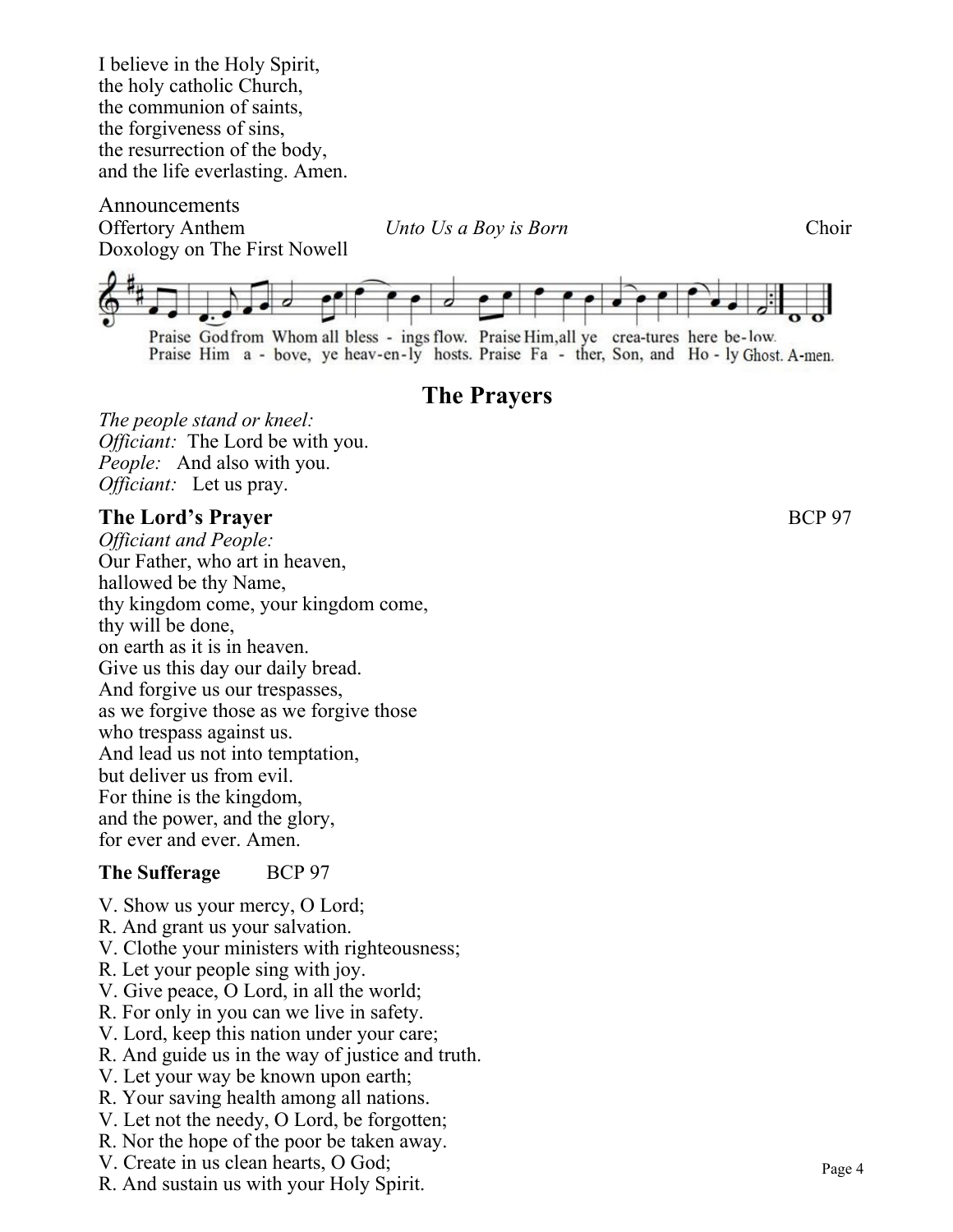I believe in the Holy Spirit,
the holy catholic Church,
the communion of saints,
the forgiveness of sins,
the resurrection of the body,
and the life everlasting. Amen.

Announcements

Offertory Anthem *Unto Us a Boy is Born* Choir

Doxology on The First Nowell

Praise God from Whom all bless - ings flow. Praise Him, all ye crea-tures here be-low.
Praise Him a - bove, ye heav-en-ly hosts. Praise Fa - ther, Son, and Ho - ly Ghost. A-men.

## The Prayers

*The people stand or kneel:*
*Officiant:* The Lord be with you.
*People:* And also with you.
*Officiant:* Let us pray.

### The Lord's Prayer BCP 97

*Officiant and People:*
Our Father, who art in heaven,
hallowed be thy Name,
thy kingdom come, your kingdom come,
thy will be done,
on earth as it is in heaven.
Give us this day our daily bread.
And forgive us our trespasses,
as we forgive those as we forgive those
who trespass against us.
And lead us not into temptation,
but deliver us from evil.
For thine is the kingdom,
and the power, and the glory,
for ever and ever. Amen.

**The Sufferage** BCP 97

V. Show us your mercy, O Lord;
R. And grant us your salvation.
V. Clothe your ministers with righteousness;
R. Let your people sing with joy.
V. Give peace, O Lord, in all the world;
R. For only in you can we live in safety.
V. Lord, keep this nation under your care;
R. And guide us in the way of justice and truth.
V. Let your way be known upon earth;
R. Your saving health among all nations.
V. Let not the needy, O Lord, be forgotten;
R. Nor the hope of the poor be taken away.
V. Create in us clean hearts, O God;
R. And sustain us with your Holy Spirit.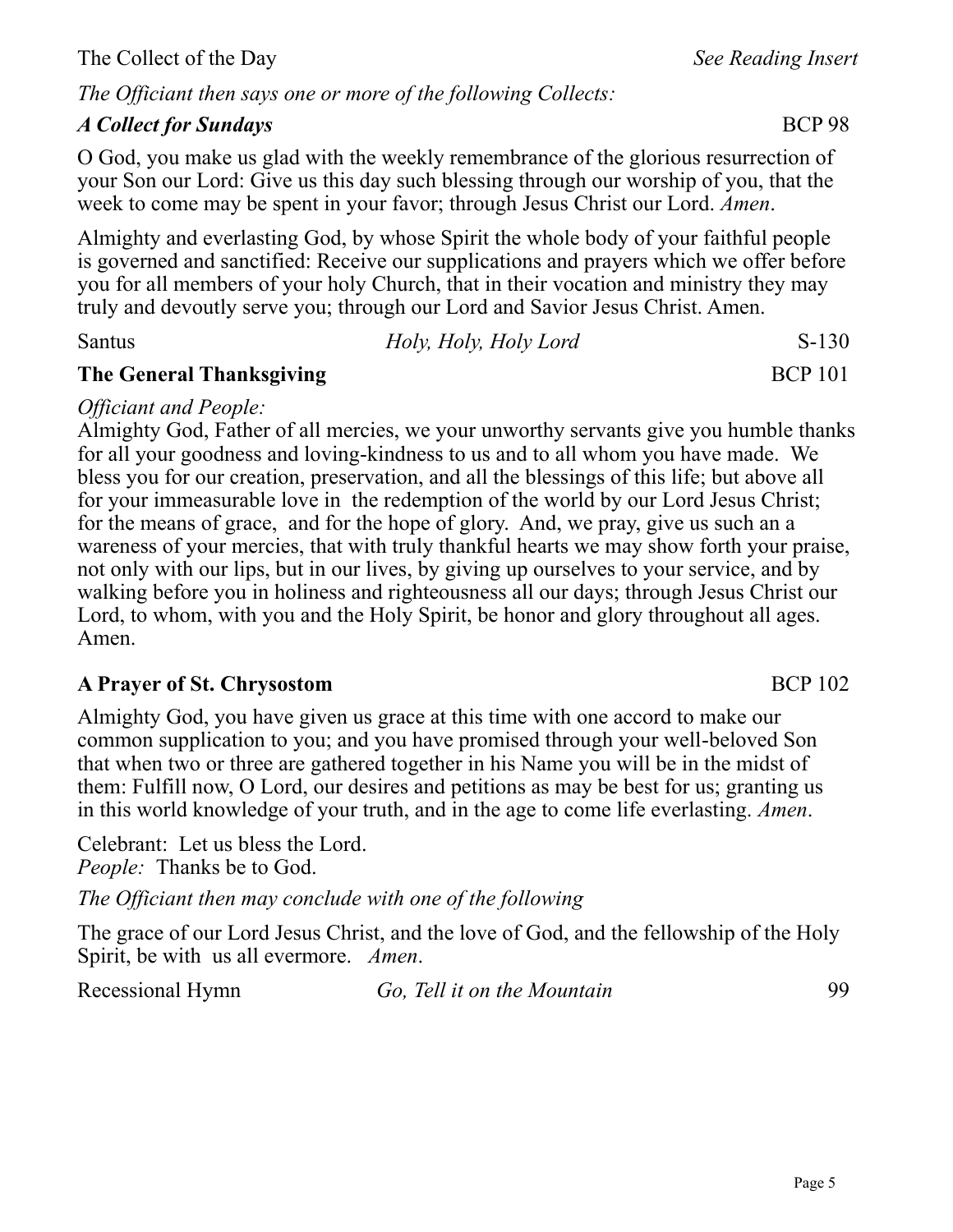The Collect of the Day *See Reading Insert*

*The Officiant then says one or more of the following Collects:*

***A Collect for Sundays*** BCP 98

O God, you make us glad with the weekly remembrance of the glorious resurrection of your Son our Lord: Give us this day such blessing through our worship of you, that the week to come may be spent in your favor; through Jesus Christ our Lord. *Amen*.

Almighty and everlasting God, by whose Spirit the whole body of your faithful people is governed and sanctified: Receive our supplications and prayers which we offer before you for all members of your holy Church, that in their vocation and ministry they may truly and devoutly serve you; through our Lord and Savior Jesus Christ. Amen.

Santus *Holy, Holy, Holy Lord* S-130

**The General Thanksgiving** BCP 101

*Officiant and People:*
Almighty God, Father of all mercies, we your unworthy servants give you humble thanks for all your goodness and loving-kindness to us and to all whom you have made. We bless you for our creation, preservation, and all the blessings of this life; but above all for your immeasurable love in the redemption of the world by our Lord Jesus Christ; for the means of grace, and for the hope of glory. And, we pray, give us such an a wareness of your mercies, that with truly thankful hearts we may show forth your praise, not only with our lips, but in our lives, by giving up ourselves to your service, and by walking before you in holiness and righteousness all our days; through Jesus Christ our Lord, to whom, with you and the Holy Spirit, be honor and glory throughout all ages. Amen.

**A Prayer of St. Chrysostom** BCP 102

Almighty God, you have given us grace at this time with one accord to make our common supplication to you; and you have promised through your well-beloved Son that when two or three are gathered together in his Name you will be in the midst of them: Fulfill now, O Lord, our desires and petitions as may be best for us; granting us in this world knowledge of your truth, and in the age to come life everlasting. *Amen*.

Celebrant: Let us bless the Lord.
*People:* Thanks be to God.

*The Officiant then may conclude with one of the following*

The grace of our Lord Jesus Christ, and the love of God, and the fellowship of the Holy Spirit, be with us all evermore. *Amen*.

Recessional Hymn *Go, Tell it on the Mountain* 99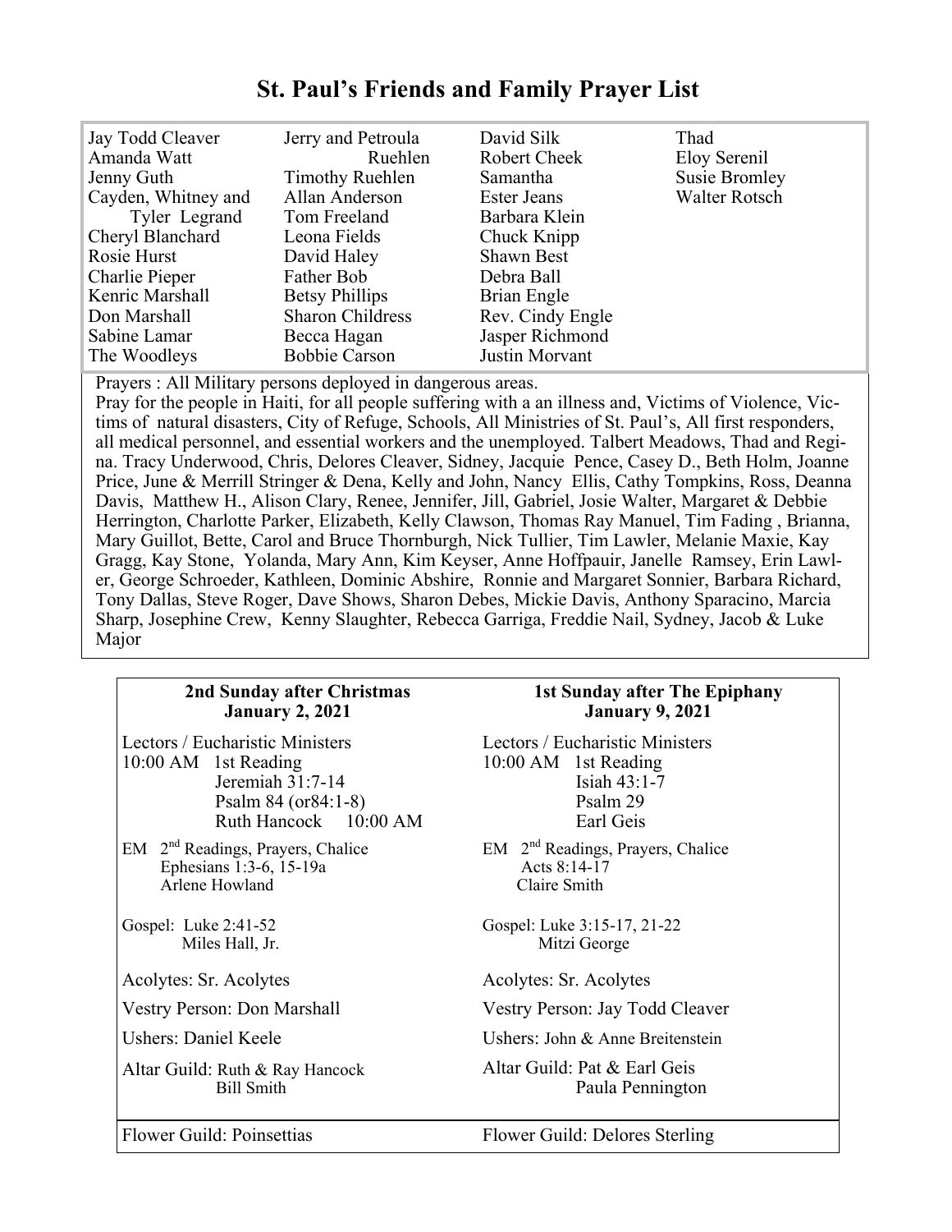# St. Paul's Friends and Family Prayer List

| | | | |
|---|---|---|---|
| Jay Todd Cleaver | Jerry and Petroula Ruehlen | David Silk | Thad |
| Amanda Watt | Timothy Ruehlen | Robert Cheek | Eloy Serenil |
| Jenny Guth | Allan Anderson | Samantha | Susie Bromley |
| Cayden, Whitney and Tyler Legrand | Tom Freeland | Ester Jeans | Walter Rotsch |
| Cheryl Blanchard | Leona Fields | Barbara Klein | |
| Rosie Hurst | David Haley | Chuck Knipp | |
| Charlie Pieper | Father Bob | Shawn Best | |
| Kenric Marshall | Betsy Phillips | Debra Ball | |
| Don Marshall | Sharon Childress | Brian Engle | |
| Sabine Lamar | Becca Hagan | Rev. Cindy Engle | |
| The Woodleys | Bobbie Carson | Jasper Richmond | |
| | | Justin Morvant | |

Prayers : All Military persons deployed in dangerous areas.

Pray for the people in Haiti, for all people suffering with a an illness and, Victims of Violence, Victims of natural disasters, City of Refuge, Schools, All Ministries of St. Paul's, All first responders, all medical personnel, and essential workers and the unemployed. Talbert Meadows, Thad and Regina. Tracy Underwood, Chris, Delores Cleaver, Sidney, Jacquie Pence, Casey D., Beth Holm, Joanne Price, June & Merrill Stringer & Dena, Kelly and John, Nancy Ellis, Cathy Tompkins, Ross, Deanna Davis, Matthew H., Alison Clary, Renee, Jennifer, Jill, Gabriel, Josie Walter, Margaret & Debbie Herrington, Charlotte Parker, Elizabeth, Kelly Clawson, Thomas Ray Manuel, Tim Fading , Brianna, Mary Guillot, Bette, Carol and Bruce Thornburgh, Nick Tullier, Tim Lawler, Melanie Maxie, Kay Gragg, Kay Stone, Yolanda, Mary Ann, Kim Keyser, Anne Hoffpauir, Janelle Ramsey, Erin Lawler, George Schroeder, Kathleen, Dominic Abshire, Ronnie and Margaret Sonnier, Barbara Richard, Tony Dallas, Steve Roger, Dave Shows, Sharon Debes, Mickie Davis, Anthony Sparacino, Marcia Sharp, Josephine Crew, Kenny Slaughter, Rebecca Garriga, Freddie Nail, Sydney, Jacob & Luke Major

| **2nd Sunday after Christmas**<br>**January 2, 2021** | **1st Sunday after The Epiphany**<br>**January 9, 2021** |
|---|---|
| Lectors / Eucharistic Ministers<br>10:00 AM 1st Reading<br>Jeremiah 31:7-14<br>Psalm 84 (or84:1-8)<br>Ruth Hancock 10:00 AM | Lectors / Eucharistic Ministers<br>10:00 AM 1st Reading<br>Isiah 43:1-7<br>Psalm 29<br>Earl Geis |
| EM 2nd Readings, Prayers, Chalice<br>Ephesians 1:3-6, 15-19a<br>Arlene Howland | EM 2nd Readings, Prayers, Chalice<br>Acts 8:14-17<br>Claire Smith |
| Gospel: Luke 2:41-52<br>Miles Hall, Jr. | Gospel: Luke 3:15-17, 21-22<br>Mitzi George |
| Acolytes: Sr. Acolytes | Acolytes: Sr. Acolytes |
| Vestry Person: Don Marshall | Vestry Person: Jay Todd Cleaver |
| Ushers: Daniel Keele | Ushers: John & Anne Breitenstein |
| Altar Guild: Ruth & Ray Hancock<br>Bill Smith | Altar Guild: Pat & Earl Geis<br>Paula Pennington |
| Flower Guild: Poinsettias | Flower Guild: Delores Sterling |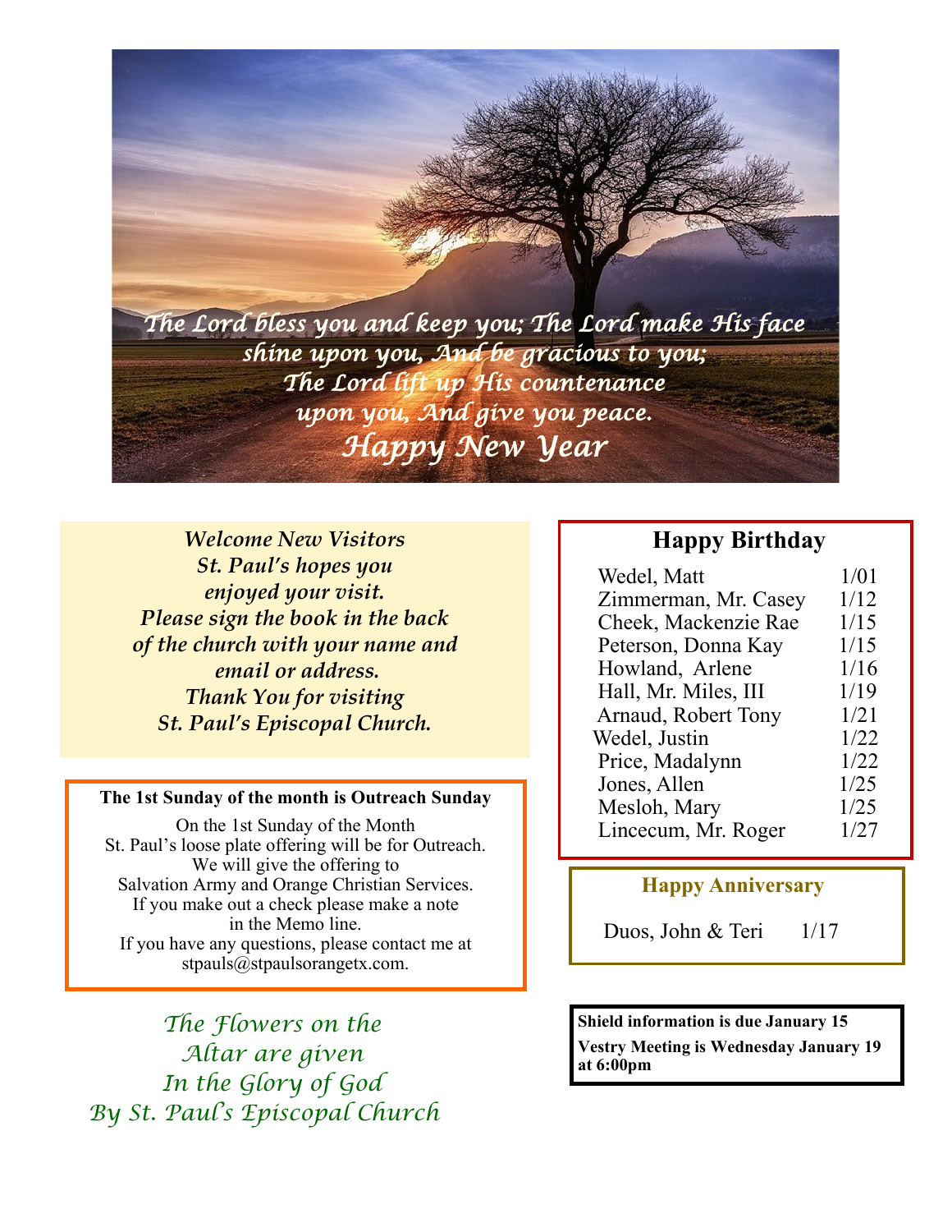*The Lord bless you and keep you; The Lord make His face shine upon you, And be gracious to you; The Lord lift up His countenance upon you, And give you peace.*

*Happy New Year*

*Welcome New Visitors*
*St. Paul's hopes you enjoyed your visit.*
*Please sign the book in the back of the church with your name and email or address.*
*Thank You for visiting St. Paul's Episcopal Church.*

**The 1st Sunday of the month is Outreach Sunday**

On the 1st Sunday of the Month St. Paul's loose plate offering will be for Outreach. We will give the offering to Salvation Army and Orange Christian Services. If you make out a check please make a note in the Memo line. If you have any questions, please contact me at stpauls@stpaulsorangetx.com.

*The Flowers on the Altar are given In the Glory of God By St. Paul's Episcopal Church*

## Happy Birthday

| | |
|---|---|
| Wedel, Matt | 1/01 |
| Zimmerman, Mr. Casey | 1/12 |
| Cheek, Mackenzie Rae | 1/15 |
| Peterson, Donna Kay | 1/15 |
| Howland, Arlene | 1/16 |
| Hall, Mr. Miles, III | 1/19 |
| Arnaud, Robert Tony | 1/21 |
| Wedel, Justin | 1/22 |
| Price, Madalynn | 1/22 |
| Jones, Allen | 1/25 |
| Mesloh, Mary | 1/25 |
| Lincecum, Mr. Roger | 1/27 |

**Happy Anniversary**

| | |
|---|---|
| Duos, John & Teri | 1/17 |

**Shield information is due January 15**

**Vestry Meeting is Wednesday January 19 at 6:00pm**